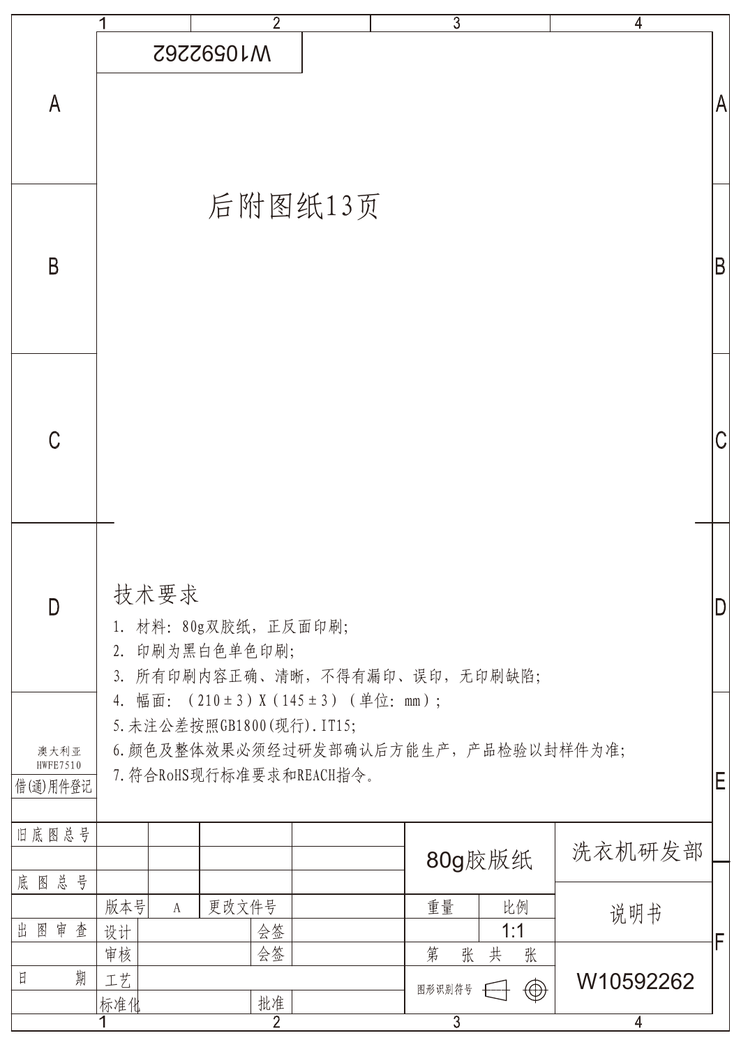W10592262

后附图纸13页

## 技术要求

1. 材料：80g双胶纸，正反面印刷；
2. 印刷为黑白色单色印刷；
3. 所有印刷内容正确、清晰，不得有漏印、误印，无印刷缺陷；
4. 幅面：（210±3）X（145±3）（单位：mm）；
5. 未注公差按照GB1800(现行).IT15;
6. 颜色及整体效果必须经过研发部确认后方能生产，产品检验以封样件为准；
7. 符合RoHS现行标准要求和REACH指令。

澳大利亚
HWFE7510
借(通)用件登记

| 旧底图总号 | | | | | 80g胶版纸 | | 洗衣机研发部 |
|---|---|---|---|---|---|---|---|
| 底图总号 | | | | | | | |
| | 版本号 | A | 更改文件号 | | 重量 | 比例 | 说明书 |
| 出图审查 | 设计 | | 会签 | | | 1:1 | |
| | 审核 | | 会签 | | 第 张 共 张 | | W10592262 |
| 日期 | 工艺 | | | | 图形识别符号 | | |
| | 标准化 | | 批准 | | | | |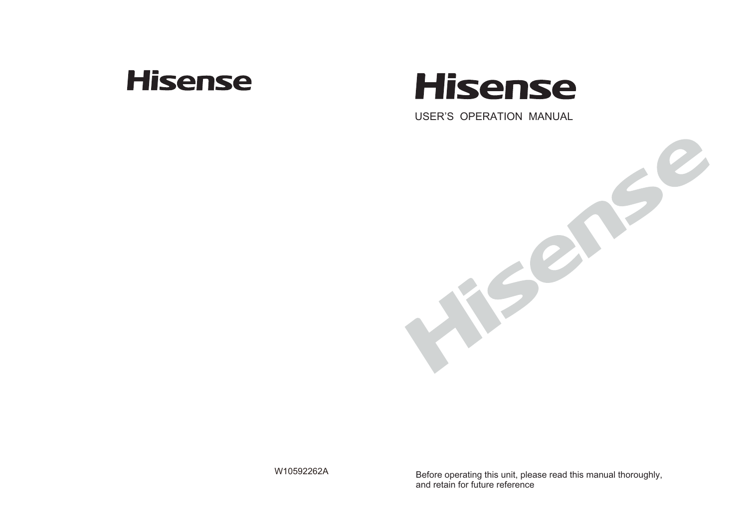# Hisense

# Hisense

USER'S OPERATION MANUAL

W10592262A

Before operating this unit, please read this manual thoroughly, and retain for future reference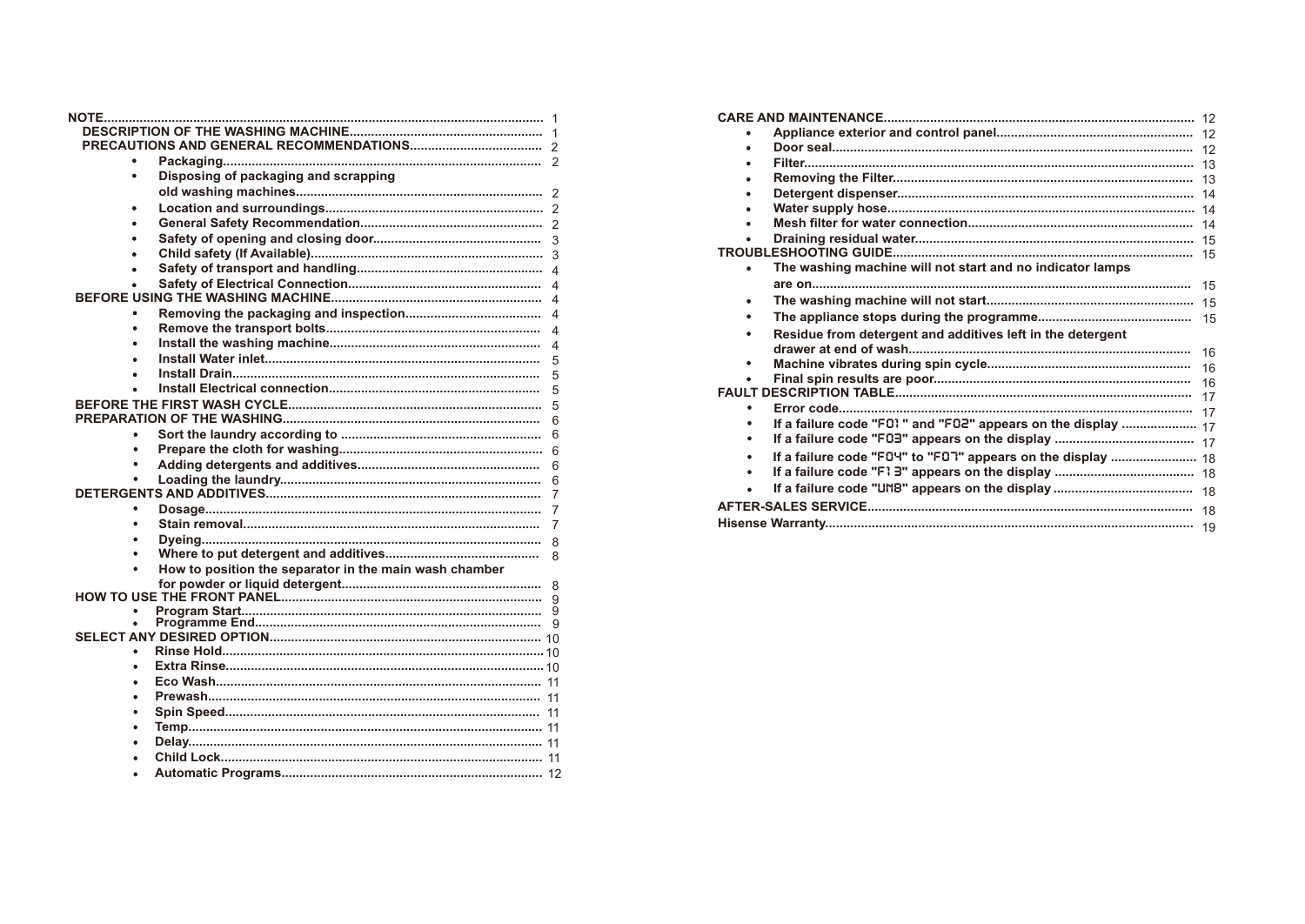- **NOTE** ........ 1
  - **DESCRIPTION OF THE WASHING MACHINE** ........ 1
  - **PRECAUTIONS AND GENERAL RECOMMENDATIONS** ........ 2
    - **Packaging** ........ 2
    - **Disposing of packaging and scrapping old washing machines** ........ 2
    - **Location and surroundings** ........ 2
    - **General Safety Recommendation** ........ 2
    - **Safety of opening and closing door** ........ 3
    - **Child safety (If Available)** ........ 3
    - **Safety of transport and handling** ........ 4
    - **Safety of Electrical Connection** ........ 4
- **BEFORE USING THE WASHING MACHINE** ........ 4
  - **Removing the packaging and inspection** ........ 4
  - **Remove the transport bolts** ........ 4
  - **Install the washing machine** ........ 4
  - **Install Water inlet** ........ 5
  - **Install Drain** ........ 5
  - **Install Electrical connection** ........ 5
- **BEFORE THE FIRST WASH CYCLE** ........ 5
- **PREPARATION OF THE WASHING** ........ 6
  - **Sort the laundry according to** ........ 6
  - **Prepare the cloth for washing** ........ 6
  - **Adding detergents and additives** ........ 6
  - **Loading the laundry** ........ 6
- **DETERGENTS AND ADDITIVES** ........ 7
  - **Dosage** ........ 7
  - **Stain removal** ........ 7
  - **Dyeing** ........ 8
  - **Where to put detergent and additives** ........ 8
  - **How to position the separator in the main wash chamber for powder or liquid detergent** ........ 8
- **HOW TO USE THE FRONT PANEL** ........ 9
  - **Program Start** ........ 9
  - **Programme End** ........ 9
- **SELECT ANY DESIRED OPTION** ........ 10
  - **Rinse Hold** ........ 10
  - **Extra Rinse** ........ 10
  - **Eco Wash** ........ 11
  - **Prewash** ........ 11
  - **Spin Speed** ........ 11
  - **Temp** ........ 11
  - **Delay** ........ 11
  - **Child Lock** ........ 11
  - **Automatic Programs** ........ 12
- **CARE AND MAINTENANCE** ........ 12
  - **Appliance exterior and control panel** ........ 12
  - **Door seal** ........ 12
  - **Filter** ........ 13
  - **Removing the Filter** ........ 13
  - **Detergent dispenser** ........ 14
  - **Water supply hose** ........ 14
  - **Mesh filter for water connection** ........ 14
  - **Draining residual water** ........ 15
- **TROUBLESHOOTING GUIDE** ........ 15
  - **The washing machine will not start and no indicator lamps are on** ........ 15
  - **The washing machine will not start** ........ 15
  - **The appliance stops during the programme** ........ 15
  - **Residue from detergent and additives left in the detergent drawer at end of wash** ........ 16
  - **Machine vibrates during spin cycle** ........ 16
  - **Final spin results are poor** ........ 16
- **FAULT DESCRIPTION TABLE** ........ 17
  - **Error code** ........ 17
  - **If a failure code "F01" and "F02" appears on the display** ........ 17
  - **If a failure code "F03" appears on the display** ........ 17
  - **If a failure code "F04" to "F07" appears on the display** ........ 18
  - **If a failure code "F13" appears on the display** ........ 18
  - **If a failure code "UNB" appears on the display** ........ 18
- **AFTER-SALES SERVICE** ........ 18
- **Hisense Warranty** ........ 19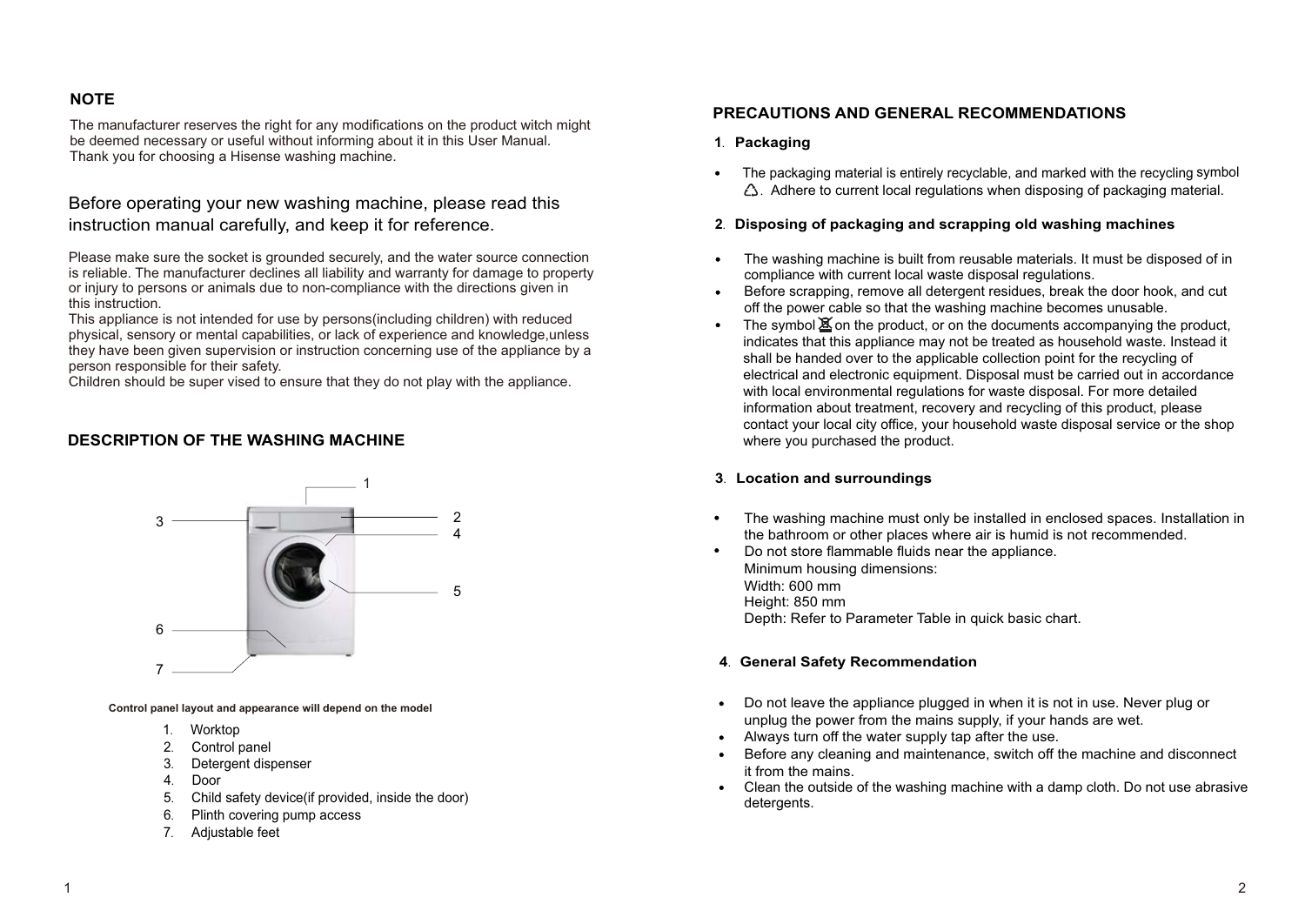## NOTE

The manufacturer reserves the right for any modifications on the product witch might be deemed necessary or useful without informing about it in this User Manual.
Thank you for choosing a Hisense washing machine.

Before operating your new washing machine, please read this instruction manual carefully, and keep it for reference.

Please make sure the socket is grounded securely, and the water source connection is reliable. The manufacturer declines all liability and warranty for damage to property or injury to persons or animals due to non-compliance with the directions given in this instruction.
This appliance is not intended for use by persons(including children) with reduced physical, sensory or mental capabilities, or lack of experience and knowledge,unless they have been given supervision or instruction concerning use of the appliance by a person responsible for their safety.
Children should be super vised to ensure that they do not play with the appliance.

## DESCRIPTION OF THE WASHING MACHINE

**Control panel layout and appearance will depend on the model**

1. Worktop
2. Control panel
3. Detergent dispenser
4. Door
5. Child safety device(if provided, inside the door)
6. Plinth covering pump access
7. Adjustable feet

## PRECAUTIONS AND GENERAL RECOMMENDATIONS

### 1. Packaging

- The packaging material is entirely recyclable, and marked with the recycling symbol ♺. Adhere to current local regulations when disposing of packaging material.

### 2. Disposing of packaging and scrapping old washing machines

- The washing machine is built from reusable materials. It must be disposed of in compliance with current local waste disposal regulations.
- Before scrapping, remove all detergent residues, break the door hook, and cut off the power cable so that the washing machine becomes unusable.
- The symbol on the product, or on the documents accompanying the product, indicates that this appliance may not be treated as household waste. Instead it shall be handed over to the applicable collection point for the recycling of electrical and electronic equipment. Disposal must be carried out in accordance with local environmental regulations for waste disposal. For more detailed information about treatment, recovery and recycling of this product, please contact your local city office, your household waste disposal service or the shop where you purchased the product.

### 3. Location and surroundings

- The washing machine must only be installed in enclosed spaces. Installation in the bathroom or other places where air is humid is not recommended.
- Do not store flammable fluids near the appliance.
  Minimum housing dimensions:
  Width: 600 mm
  Height: 850 mm
  Depth: Refer to Parameter Table in quick basic chart.

### 4. General Safety Recommendation

- Do not leave the appliance plugged in when it is not in use. Never plug or unplug the power from the mains supply, if your hands are wet.
- Always turn off the water supply tap after the use.
- Before any cleaning and maintenance, switch off the machine and disconnect it from the mains.
- Clean the outside of the washing machine with a damp cloth. Do not use abrasive detergents.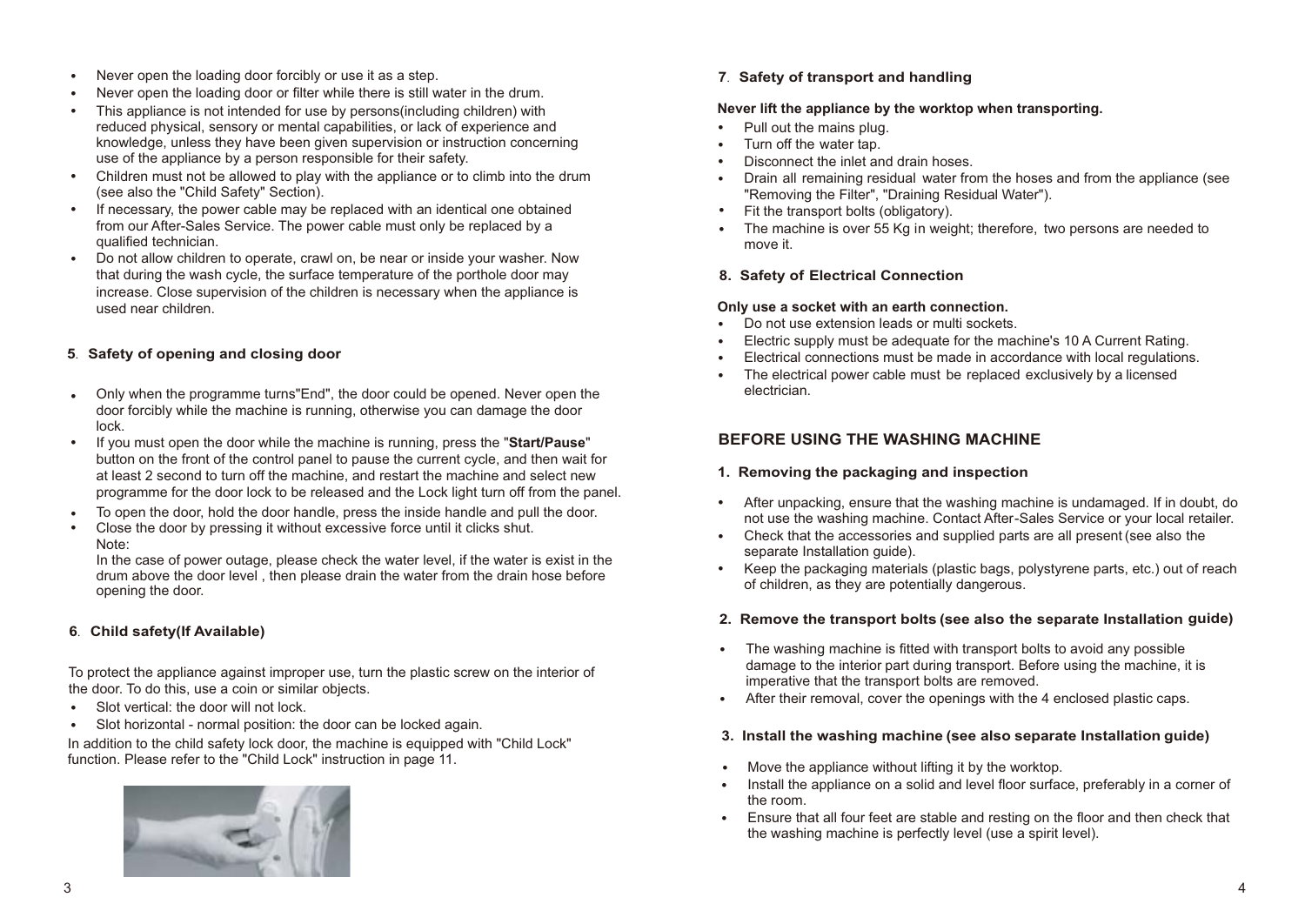- Never open the loading door forcibly or use it as a step.
- Never open the loading door or filter while there is still water in the drum.
- This appliance is not intended for use by persons(including children) with reduced physical, sensory or mental capabilities, or lack of experience and knowledge, unless they have been given supervision or instruction concerning use of the appliance by a person responsible for their safety.
- Children must not be allowed to play with the appliance or to climb into the drum (see also the "Child Safety" Section).
- If necessary, the power cable may be replaced with an identical one obtained from our After-Sales Service. The power cable must only be replaced by a qualified technician.
- Do not allow children to operate, crawl on, be near or inside your washer. Now that during the wash cycle, the surface temperature of the porthole door may increase. Close supervision of the children is necessary when the appliance is used near children.

### 5. Safety of opening and closing door

- Only when the programme turns"End", the door could be opened. Never open the door forcibly while the machine is running, otherwise you can damage the door lock.
- If you must open the door while the machine is running, press the "**Start/Pause**" button on the front of the control panel to pause the current cycle, and then wait for at least 2 second to turn off the machine, and restart the machine and select new programme for the door lock to be released and the Lock light turn off from the panel.
- To open the door, hold the door handle, press the inside handle and pull the door.
- Close the door by pressing it without excessive force until it clicks shut.

  Note:

  In the case of power outage, please check the water level, if the water is exist in the drum above the door level , then please drain the water from the drain hose before opening the door.

### 6. Child safety(If Available)

To protect the appliance against improper use, turn the plastic screw on the interior of the door. To do this, use a coin or similar objects.

- Slot vertical: the door will not lock.
- Slot horizontal - normal position: the door can be locked again.

In addition to the child safety lock door, the machine is equipped with "Child Lock" function. Please refer to the "Child Lock" instruction in page 11.

### 7. Safety of transport and handling

**Never lift the appliance by the worktop when transporting.**

- Pull out the mains plug.
- Turn off the water tap.
- Disconnect the inlet and drain hoses.
- Drain all remaining residual water from the hoses and from the appliance (see "Removing the Filter", "Draining Residual Water").
- Fit the transport bolts (obligatory).
- The machine is over 55 Kg in weight; therefore, two persons are needed to move it.

### 8. Safety of Electrical Connection

**Only use a socket with an earth connection.**

- Do not use extension leads or multi sockets.
- Electric supply must be adequate for the machine's 10 A Current Rating.
- Electrical connections must be made in accordance with local regulations.
- The electrical power cable must be replaced exclusively by a licensed electrician.

## BEFORE USING THE WASHING MACHINE

### 1. Removing the packaging and inspection

- After unpacking, ensure that the washing machine is undamaged. If in doubt, do not use the washing machine. Contact After-Sales Service or your local retailer.
- Check that the accessories and supplied parts are all present (see also the separate Installation guide).
- Keep the packaging materials (plastic bags, polystyrene parts, etc.) out of reach of children, as they are potentially dangerous.

### 2. Remove the transport bolts (see also the separate Installation guide)

- The washing machine is fitted with transport bolts to avoid any possible damage to the interior part during transport. Before using the machine, it is imperative that the transport bolts are removed.
- After their removal, cover the openings with the 4 enclosed plastic caps.

### 3. Install the washing machine (see also separate Installation guide)

- Move the appliance without lifting it by the worktop.
- Install the appliance on a solid and level floor surface, preferably in a corner of the room.
- Ensure that all four feet are stable and resting on the floor and then check that the washing machine is perfectly level (use a spirit level).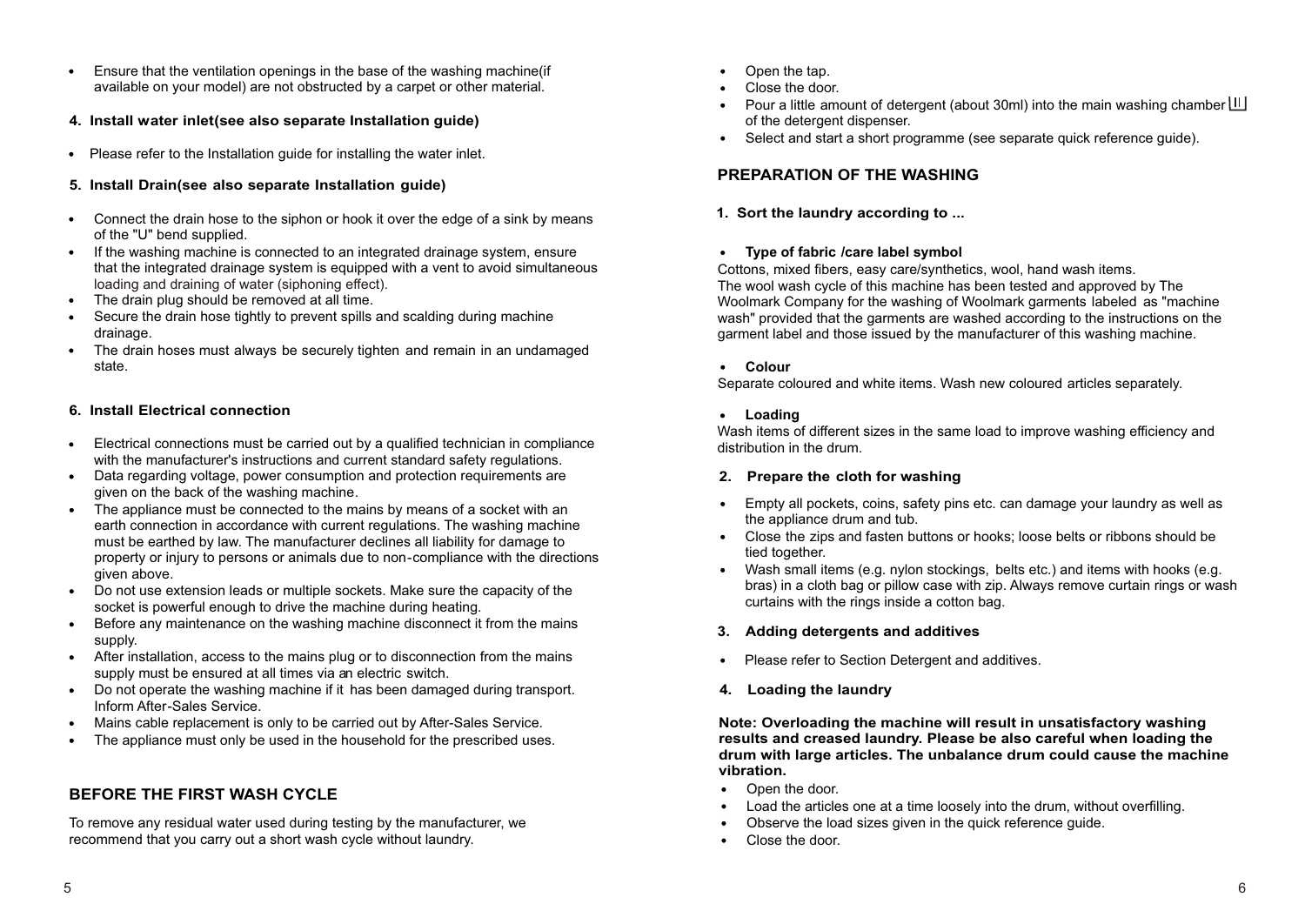- Ensure that the ventilation openings in the base of the washing machine(if available on your model) are not obstructed by a carpet or other material.

#### 4. Install water inlet(see also separate Installation guide)

- Please refer to the Installation guide for installing the water inlet.

#### 5. Install Drain(see also separate Installation guide)

- Connect the drain hose to the siphon or hook it over the edge of a sink by means of the "U" bend supplied.
- If the washing machine is connected to an integrated drainage system, ensure that the integrated drainage system is equipped with a vent to avoid simultaneous loading and draining of water (siphoning effect).
- The drain plug should be removed at all time.
- Secure the drain hose tightly to prevent spills and scalding during machine drainage.
- The drain hoses must always be securely tighten and remain in an undamaged state.

#### 6. Install Electrical connection

- Electrical connections must be carried out by a qualified technician in compliance with the manufacturer's instructions and current standard safety regulations.
- Data regarding voltage, power consumption and protection requirements are given on the back of the washing machine.
- The appliance must be connected to the mains by means of a socket with an earth connection in accordance with current regulations. The washing machine must be earthed by law. The manufacturer declines all liability for damage to property or injury to persons or animals due to non-compliance with the directions given above.
- Do not use extension leads or multiple sockets. Make sure the capacity of the socket is powerful enough to drive the machine during heating.
- Before any maintenance on the washing machine disconnect it from the mains supply.
- After installation, access to the mains plug or to disconnection from the mains supply must be ensured at all times via an electric switch.
- Do not operate the washing machine if it has been damaged during transport. Inform After-Sales Service.
- Mains cable replacement is only to be carried out by After-Sales Service.
- The appliance must only be used in the household for the prescribed uses.

## BEFORE THE FIRST WASH CYCLE

To remove any residual water used during testing by the manufacturer, we recommend that you carry out a short wash cycle without laundry.

- Open the tap.
- Close the door.
- Pour a little amount of detergent (about 30ml) into the main washing chamber II of the detergent dispenser.
- Select and start a short programme (see separate quick reference guide).

## PREPARATION OF THE WASHING

#### 1. Sort the laundry according to ...

- **Type of fabric /care label symbol**

Cottons, mixed fibers, easy care/synthetics, wool, hand wash items.
The wool wash cycle of this machine has been tested and approved by The Woolmark Company for the washing of Woolmark garments labeled as "machine wash" provided that the garments are washed according to the instructions on the garment label and those issued by the manufacturer of this washing machine.

- **Colour**

Separate coloured and white items. Wash new coloured articles separately.

- **Loading**

Wash items of different sizes in the same load to improve washing efficiency and distribution in the drum.

#### 2. Prepare the cloth for washing

- Empty all pockets, coins, safety pins etc. can damage your laundry as well as the appliance drum and tub.
- Close the zips and fasten buttons or hooks; loose belts or ribbons should be tied together.
- Wash small items (e.g. nylon stockings, belts etc.) and items with hooks (e.g. bras) in a cloth bag or pillow case with zip. Always remove curtain rings or wash curtains with the rings inside a cotton bag.

#### 3. Adding detergents and additives

- Please refer to Section Detergent and additives.

#### 4. Loading the laundry

**Note: Overloading the machine will result in unsatisfactory washing results and creased laundry. Please be also careful when loading the drum with large articles. The unbalance drum could cause the machine vibration.**

- Open the door.
- Load the articles one at a time loosely into the drum, without overfilling.
- Observe the load sizes given in the quick reference guide.
- Close the door.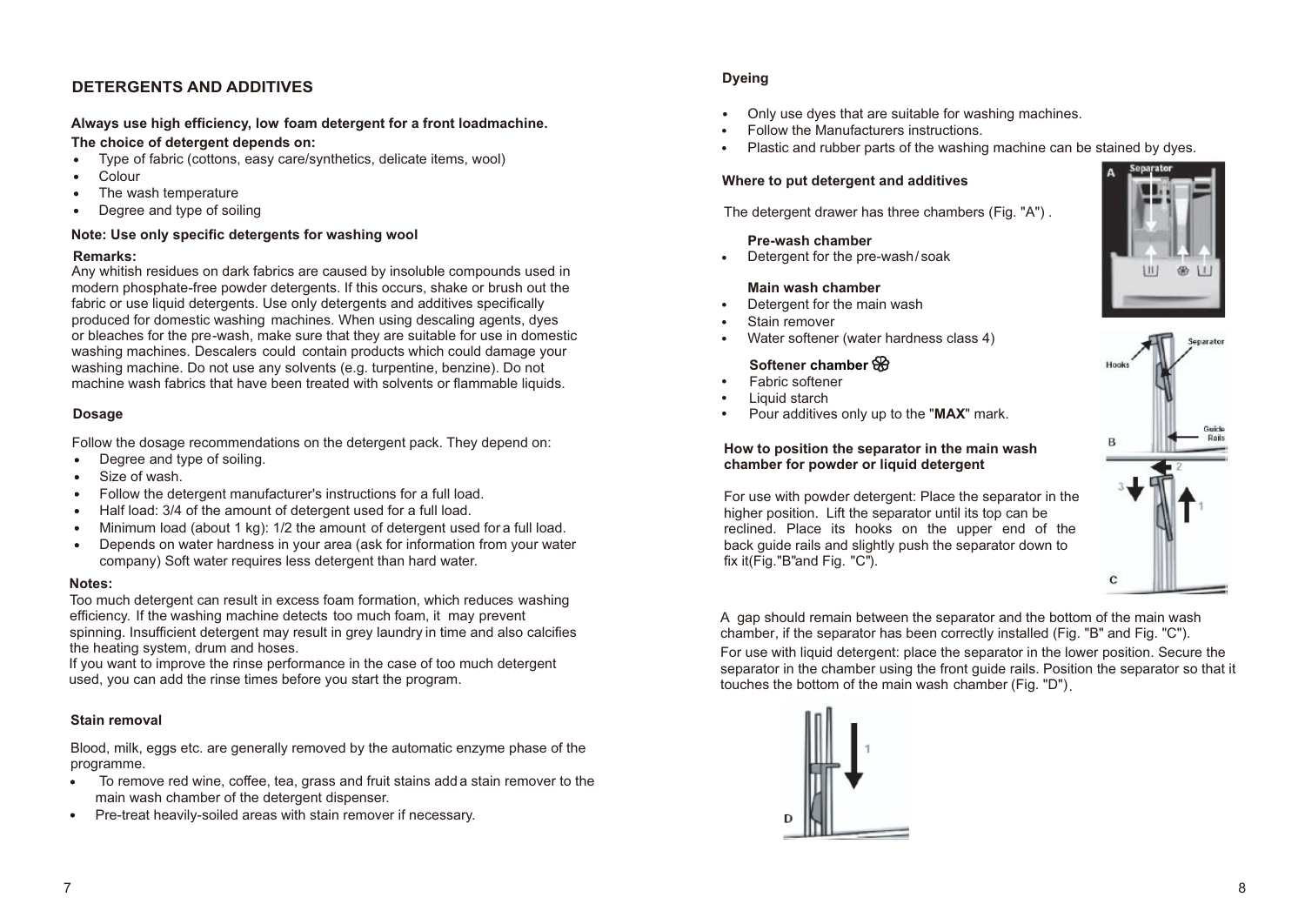## DETERGENTS AND ADDITIVES

**Always use high efficiency, low foam detergent for a front loadmachine.**

**The choice of detergent depends on:**

- Type of fabric (cottons, easy care/synthetics, delicate items, wool)
- Colour
- The wash temperature
- Degree and type of soiling

**Note: Use only specific detergents for washing wool**

**Remarks:**

Any whitish residues on dark fabrics are caused by insoluble compounds used in modern phosphate-free powder detergents. If this occurs, shake or brush out the fabric or use liquid detergents. Use only detergents and additives specifically produced for domestic washing machines. When using descaling agents, dyes or bleaches for the pre-wash, make sure that they are suitable for use in domestic washing machines. Descalers could contain products which could damage your washing machine. Do not use any solvents (e.g. turpentine, benzine). Do not machine wash fabrics that have been treated with solvents or flammable liquids.

### Dosage

Follow the dosage recommendations on the detergent pack. They depend on:

- Degree and type of soiling.
- Size of wash.
- Follow the detergent manufacturer's instructions for a full load.
- Half load: 3/4 of the amount of detergent used for a full load.
- Minimum load (about 1 kg): 1/2 the amount of detergent used for a full load.
- Depends on water hardness in your area (ask for information from your water company) Soft water requires less detergent than hard water.

**Notes:**

Too much detergent can result in excess foam formation, which reduces washing efficiency. If the washing machine detects too much foam, it may prevent spinning. Insufficient detergent may result in grey laundry in time and also calcifies the heating system, drum and hoses.
If you want to improve the rinse performance in the case of too much detergent used, you can add the rinse times before you start the program.

### Stain removal

Blood, milk, eggs etc. are generally removed by the automatic enzyme phase of the programme.

- To remove red wine, coffee, tea, grass and fruit stains add a stain remover to the main wash chamber of the detergent dispenser.
- Pre-treat heavily-soiled areas with stain remover if necessary.

### Dyeing

- Only use dyes that are suitable for washing machines.
- Follow the Manufacturers instructions.
- Plastic and rubber parts of the washing machine can be stained by dyes.

### Where to put detergent and additives

The detergent drawer has three chambers (Fig. "A") .

**Pre-wash chamber**

- Detergent for the pre-wash/soak

**Main wash chamber**

- Detergent for the main wash
- Stain remover
- Water softener (water hardness class 4)

**Softener chamber**

- Fabric softener
- Liquid starch
- Pour additives only up to the "**MAX**" mark.

### How to position the separator in the main wash chamber for powder or liquid detergent

For use with powder detergent: Place the separator in the higher position. Lift the separator until its top can be reclined. Place its hooks on the upper end of the back guide rails and slightly push the separator down to fix it(Fig."B"and Fig. "C").

A gap should remain between the separator and the bottom of the main wash chamber, if the separator has been correctly installed (Fig. "B" and Fig. "C").

For use with liquid detergent: place the separator in the lower position. Secure the separator in the chamber using the front guide rails. Position the separator so that it touches the bottom of the main wash chamber (Fig. "D").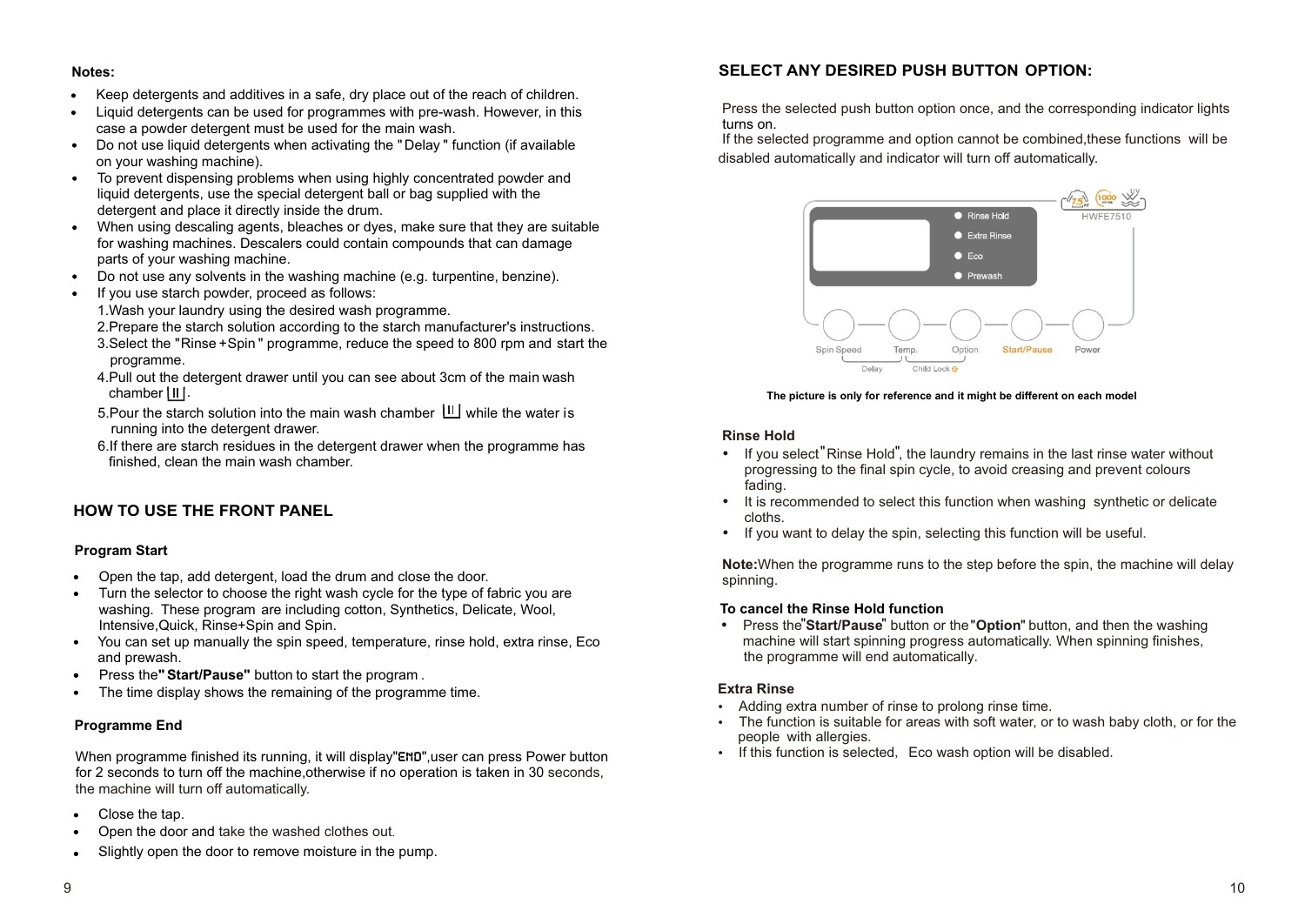**Notes:**

- Keep detergents and additives in a safe, dry place out of the reach of children.
- Liquid detergents can be used for programmes with pre-wash. However, in this case a powder detergent must be used for the main wash.
- Do not use liquid detergents when activating the "Delay" function (if available on your washing machine).
- To prevent dispensing problems when using highly concentrated powder and liquid detergents, use the special detergent ball or bag supplied with the detergent and place it directly inside the drum.
- When using descaling agents, bleaches or dyes, make sure that they are suitable for washing machines. Descalers could contain compounds that can damage parts of your washing machine.
- Do not use any solvents in the washing machine (e.g. turpentine, benzine).
- If you use starch powder, proceed as follows:
  1. Wash your laundry using the desired wash programme.
  2. Prepare the starch solution according to the starch manufacturer's instructions.
  3. Select the "Rinse+Spin" programme, reduce the speed to 800 rpm and start the programme.
  4. Pull out the detergent drawer until you can see about 3cm of the main wash chamber II.
  5. Pour the starch solution into the main wash chamber II while the water is running into the detergent drawer.
  6. If there are starch residues in the detergent drawer when the programme has finished, clean the main wash chamber.

## HOW TO USE THE FRONT PANEL

### Program Start

- Open the tap, add detergent, load the drum and close the door.
- Turn the selector to choose the right wash cycle for the type of fabric you are washing. These program are including cotton, Synthetics, Delicate, Wool, Intensive,Quick, Rinse+Spin and Spin.
- You can set up manually the spin speed, temperature, rinse hold, extra rinse, Eco and prewash.
- Press the **"Start/Pause"** button to start the program .
- The time display shows the remaining of the programme time.

### Programme End

When programme finished its running, it will display"END",user can press Power button for 2 seconds to turn off the machine,otherwise if no operation is taken in 30 seconds, the machine will turn off automatically.

- Close the tap.
- Open the door and take the washed clothes out.
- Slightly open the door to remove moisture in the pump.

## SELECT ANY DESIRED PUSH BUTTON OPTION:

Press the selected push button option once, and the corresponding indicator lights turns on.
If the selected programme and option cannot be combined,these functions will be disabled automatically and indicator will turn off automatically.

Rinse Hold · Extra Rinse · Eco · Prewash

HWFE7510

Spin Speed · Temp. · Option · Start/Pause · Power

Delay · Child Lock

**The picture is only for reference and it might be different on each model**

### Rinse Hold

- If you select "Rinse Hold", the laundry remains in the last rinse water without progressing to the final spin cycle, to avoid creasing and prevent colours fading.
- It is recommended to select this function when washing synthetic or delicate cloths.
- If you want to delay the spin, selecting this function will be useful.

**Note:**When the programme runs to the step before the spin, the machine will delay spinning.

### To cancel the Rinse Hold function

- Press the"**Start/Pause**" button or the **"Option"** button, and then the washing machine will start spinning progress automatically. When spinning finishes, the programme will end automatically.

### Extra Rinse

- Adding extra number of rinse to prolong rinse time.
- The function is suitable for areas with soft water, or to wash baby cloth, or for the people with allergies.
- If this function is selected, Eco wash option will be disabled.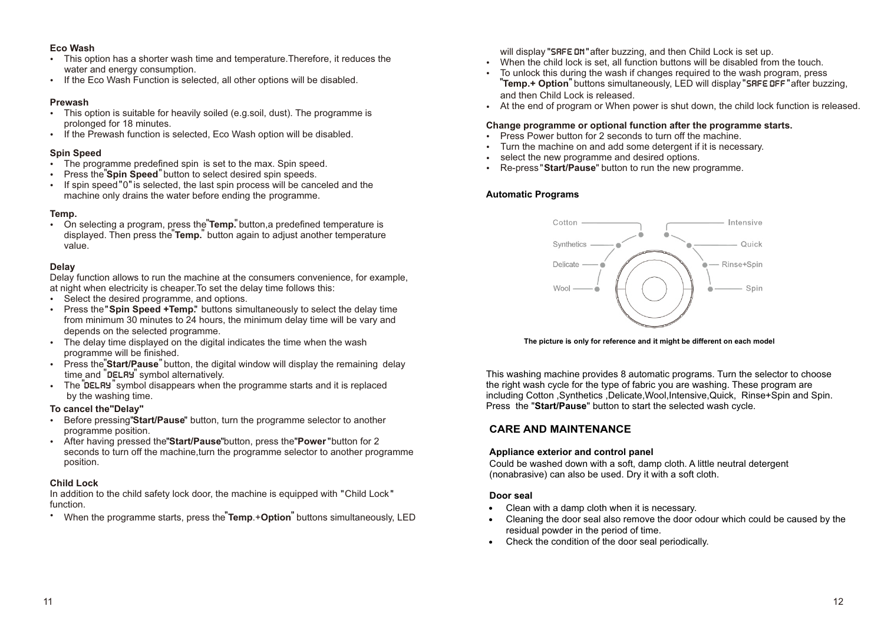### Eco Wash

- This option has a shorter wash time and temperature.Therefore, it reduces the water and energy consumption.
- If the Eco Wash Function is selected, all other options will be disabled.

### Prewash

- This option is suitable for heavily soiled (e.g.soil, dust). The programme is prolonged for 18 minutes.
- If the Prewash function is selected, Eco Wash option will be disabled.

### Spin Speed

- The programme predefined spin is set to the max. Spin speed.
- Press the "**Spin Speed**" button to select desired spin speeds.
- If spin speed "0" is selected, the last spin process will be canceled and the machine only drains the water before ending the programme.

### Temp.

- On selecting a program, press the "**Temp.**" button,a predefined temperature is displayed. Then press the "**Temp.**" button again to adjust another temperature value.

### Delay

Delay function allows to run the machine at the consumers convenience, for example, at night when electricity is cheaper.To set the delay time follows this:

- Select the desired programme, and options.
- Press the "**Spin Speed +Temp.**" buttons simultaneously to select the delay time from minimum 30 minutes to 24 hours, the minimum delay time will be vary and depends on the selected programme.
- The delay time displayed on the digital indicates the time when the wash programme will be finished.
- Press the "**Start/Pause**" button, the digital window will display the remaining delay time and "DELAY" symbol alternatively.
- The "DELAY" symbol disappears when the programme starts and it is replaced by the washing time.

### To cancel the "Delay"

- Before pressing "**Start/Pause**" button, turn the programme selector to another programme position.
- After having pressed the "**Start/Pause**" button, press the "**Power**" button for 2 seconds to turn off the machine,turn the programme selector to another programme position.

### Child Lock

In addition to the child safety lock door, the machine is equipped with "Child Lock" function.

- When the programme starts, press the "**Temp**.+**Option**" buttons simultaneously, LED will display "SAFE ON" after buzzing, and then Child Lock is set up.
- When the child lock is set, all function buttons will be disabled from the touch.
- To unlock this during the wash if changes required to the wash program, press "**Temp.+ Option**" buttons simultaneously, LED will display "SAFE OFF" after buzzing, and then Child Lock is released.
- At the end of program or When power is shut down, the child lock function is released.

### Change programme or optional function after the programme starts.

- Press Power button for 2 seconds to turn off the machine.
- Turn the machine on and add some detergent if it is necessary.
- select the new programme and desired options.
- Re-press "**Start/Pause**" button to run the new programme.

### Automatic Programs

Cotton, Synthetics, Delicate, Wool, Intensive, Quick, Rinse+Spin, Spin

**The picture is only for reference and it might be different on each model**

This washing machine provides 8 automatic programs. Turn the selector to choose the right wash cycle for the type of fabric you are washing. These program are including Cotton ,Synthetics ,Delicate,Wool,Intensive,Quick, Rinse+Spin and Spin. Press the "**Start/Pause**" button to start the selected wash cycle.

## CARE AND MAINTENANCE

### Appliance exterior and control panel

Could be washed down with a soft, damp cloth. A little neutral detergent (nonabrasive) can also be used. Dry it with a soft cloth.

### Door seal

- Clean with a damp cloth when it is necessary.
- Cleaning the door seal also remove the door odour which could be caused by the residual powder in the period of time.
- Check the condition of the door seal periodically.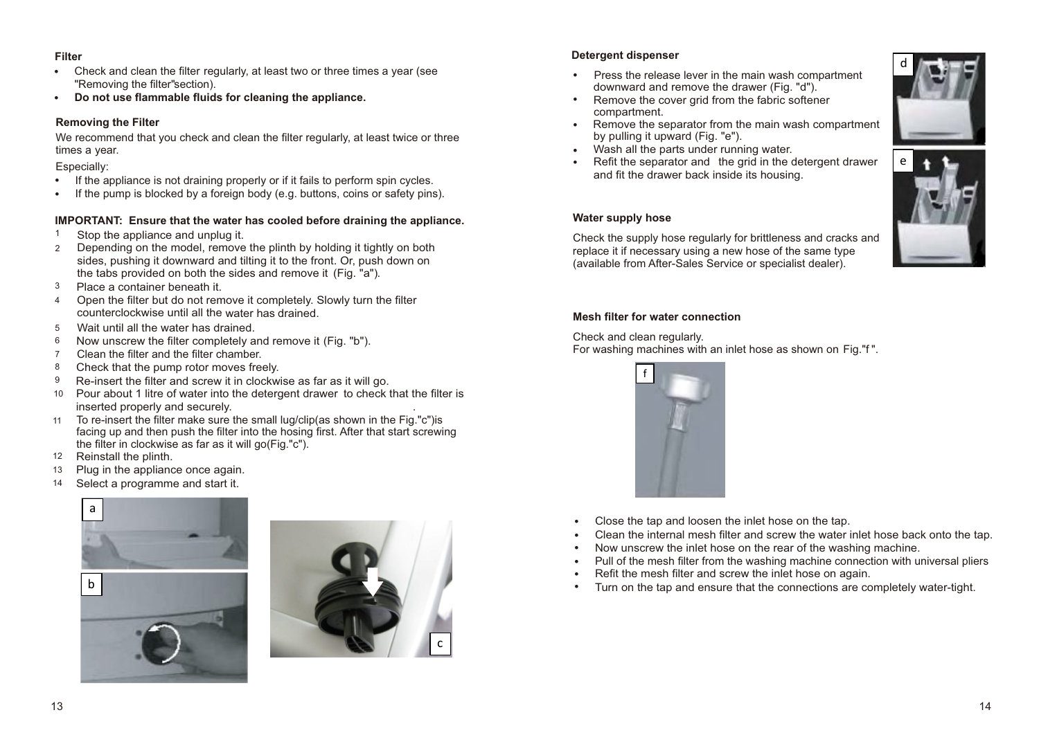## Filter

- Check and clean the filter regularly, at least two or three times a year (see "Removing the filter"section).
- **Do not use flammable fluids for cleaning the appliance.**

### Removing the Filter

We recommend that you check and clean the filter regularly, at least twice or three times a year.

Especially:

- If the appliance is not draining properly or if it fails to perform spin cycles.
- If the pump is blocked by a foreign body (e.g. buttons, coins or safety pins).

**IMPORTANT: Ensure that the water has cooled before draining the appliance.**

1. Stop the appliance and unplug it.
2. Depending on the model, remove the plinth by holding it tightly on both sides, pushing it downward and tilting it to the front. Or, push down on the tabs provided on both the sides and remove it (Fig. "a").
3. Place a container beneath it.
4. Open the filter but do not remove it completely. Slowly turn the filter counterclockwise until all the water has drained.
5. Wait until all the water has drained.
6. Now unscrew the filter completely and remove it (Fig. "b").
7. Clean the filter and the filter chamber.
8. Check that the pump rotor moves freely.
9. Re-insert the filter and screw it in clockwise as far as it will go.
10. Pour about 1 litre of water into the detergent drawer to check that the filter is inserted properly and securely.
11. To re-insert the filter make sure the small lug/clip(as shown in the Fig."c")is facing up and then push the filter into the hosing first. After that start screwing the filter in clockwise as far as it will go(Fig."c").
12. Reinstall the plinth.
13. Plug in the appliance once again.
14. Select a programme and start it.

a

b

c

## Detergent dispenser

- Press the release lever in the main wash compartment downward and remove the drawer (Fig. "d").
- Remove the cover grid from the fabric softener compartment.
- Remove the separator from the main wash compartment by pulling it upward (Fig. "e").
- Wash all the parts under running water.
- Refit the separator and the grid in the detergent drawer and fit the drawer back inside its housing.

d

e

## Water supply hose

Check the supply hose regularly for brittleness and cracks and replace it if necessary using a new hose of the same type (available from After-Sales Service or specialist dealer).

## Mesh filter for water connection

Check and clean regularly.
For washing machines with an inlet hose as shown on Fig."f ".

f

- Close the tap and loosen the inlet hose on the tap.
- Clean the internal mesh filter and screw the water inlet hose back onto the tap.
- Now unscrew the inlet hose on the rear of the washing machine.
- Pull of the mesh filter from the washing machine connection with universal pliers
- Refit the mesh filter and screw the inlet hose on again.
- Turn on the tap and ensure that the connections are completely water-tight.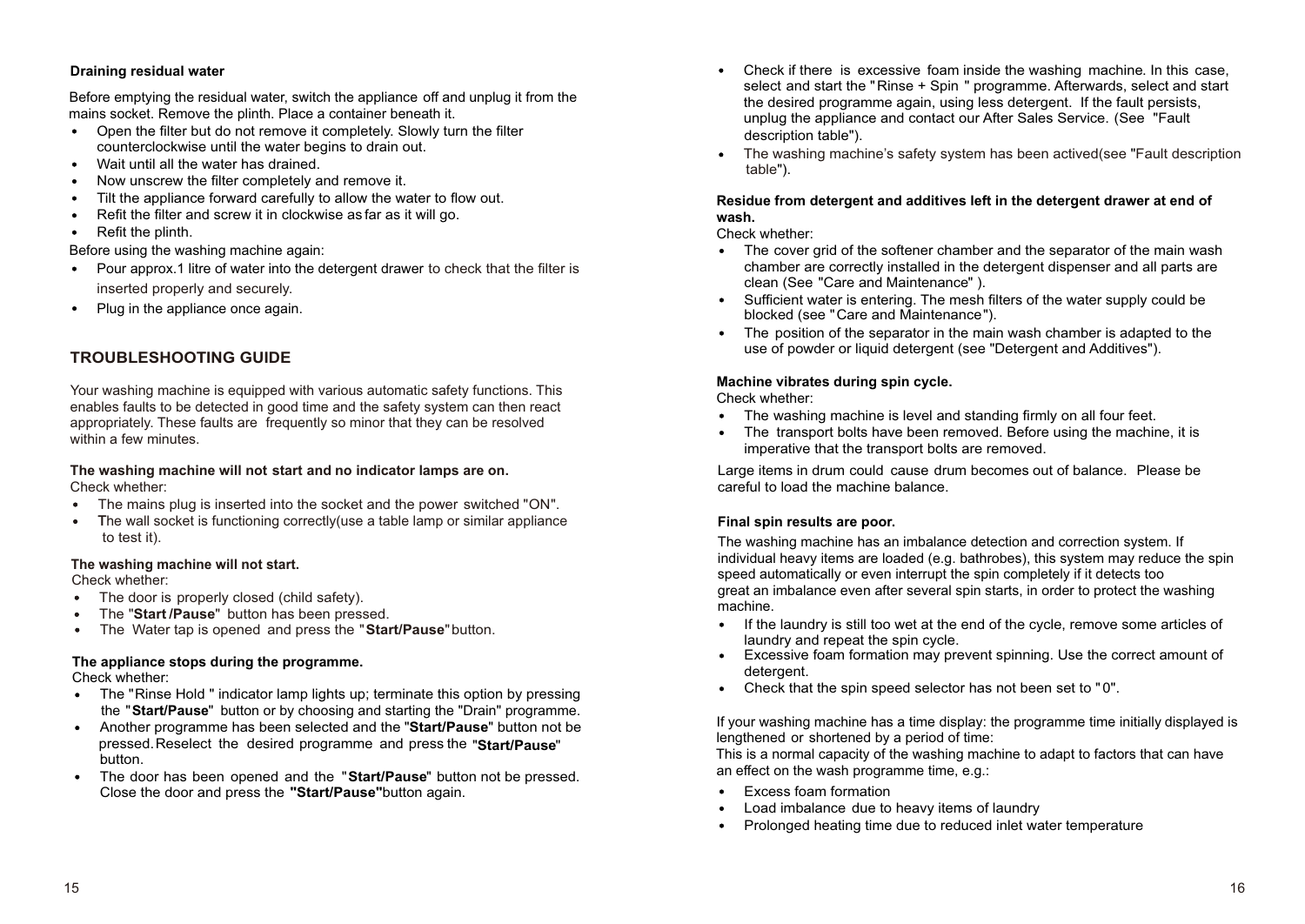**Draining residual water**

Before emptying the residual water, switch the appliance off and unplug it from the mains socket. Remove the plinth. Place a container beneath it.

- Open the filter but do not remove it completely. Slowly turn the filter counterclockwise until the water begins to drain out.
- Wait until all the water has drained.
- Now unscrew the filter completely and remove it.
- Tilt the appliance forward carefully to allow the water to flow out.
- Refit the filter and screw it in clockwise as far as it will go.
- Refit the plinth.

Before using the washing machine again:

- Pour approx.1 litre of water into the detergent drawer to check that the filter is inserted properly and securely.
- Plug in the appliance once again.

## TROUBLESHOOTING GUIDE

Your washing machine is equipped with various automatic safety functions. This enables faults to be detected in good time and the safety system can then react appropriately. These faults are frequently so minor that they can be resolved within a few minutes.

**The washing machine will not start and no indicator lamps are on.**
Check whether:

- The mains plug is inserted into the socket and the power switched "ON".
- The wall socket is functioning correctly(use a table lamp or similar appliance to test it).

**The washing machine will not start.**
Check whether:

- The door is properly closed (child safety).
- The "**Start /Pause**" button has been pressed.
- The Water tap is opened and press the "**Start/Pause**" button.

**The appliance stops during the programme.**
Check whether:

- The "Rinse Hold " indicator lamp lights up; terminate this option by pressing the "**Start/Pause**" button or by choosing and starting the "Drain" programme.
- Another programme has been selected and the "**Start/Pause**" button not be pressed. Reselect the desired programme and press the "**Start/Pause**" button.
- The door has been opened and the "**Start/Pause**" button not be pressed. Close the door and press the **"Start/Pause"** button again.
- Check if there is excessive foam inside the washing machine. In this case, select and start the "Rinse + Spin " programme. Afterwards, select and start the desired programme again, using less detergent. If the fault persists, unplug the appliance and contact our After Sales Service. (See "Fault description table").
- The washing machine's safety system has been actived(see "Fault description table").

**Residue from detergent and additives left in the detergent drawer at end of wash.**
Check whether:

- The cover grid of the softener chamber and the separator of the main wash chamber are correctly installed in the detergent dispenser and all parts are clean (See "Care and Maintenance" ).
- Sufficient water is entering. The mesh filters of the water supply could be blocked (see "Care and Maintenance").
- The position of the separator in the main wash chamber is adapted to the use of powder or liquid detergent (see "Detergent and Additives").

**Machine vibrates during spin cycle.**
Check whether:

- The washing machine is level and standing firmly on all four feet.
- The transport bolts have been removed. Before using the machine, it is imperative that the transport bolts are removed.

Large items in drum could cause drum becomes out of balance. Please be careful to load the machine balance.

**Final spin results are poor.**

The washing machine has an imbalance detection and correction system. If individual heavy items are loaded (e.g. bathrobes), this system may reduce the spin speed automatically or even interrupt the spin completely if it detects too great an imbalance even after several spin starts, in order to protect the washing machine.

- If the laundry is still too wet at the end of the cycle, remove some articles of laundry and repeat the spin cycle.
- Excessive foam formation may prevent spinning. Use the correct amount of detergent.
- Check that the spin speed selector has not been set to "0".

If your washing machine has a time display: the programme time initially displayed is lengthened or shortened by a period of time:
This is a normal capacity of the washing machine to adapt to factors that can have an effect on the wash programme time, e.g.:

- Excess foam formation
- Load imbalance due to heavy items of laundry
- Prolonged heating time due to reduced inlet water temperature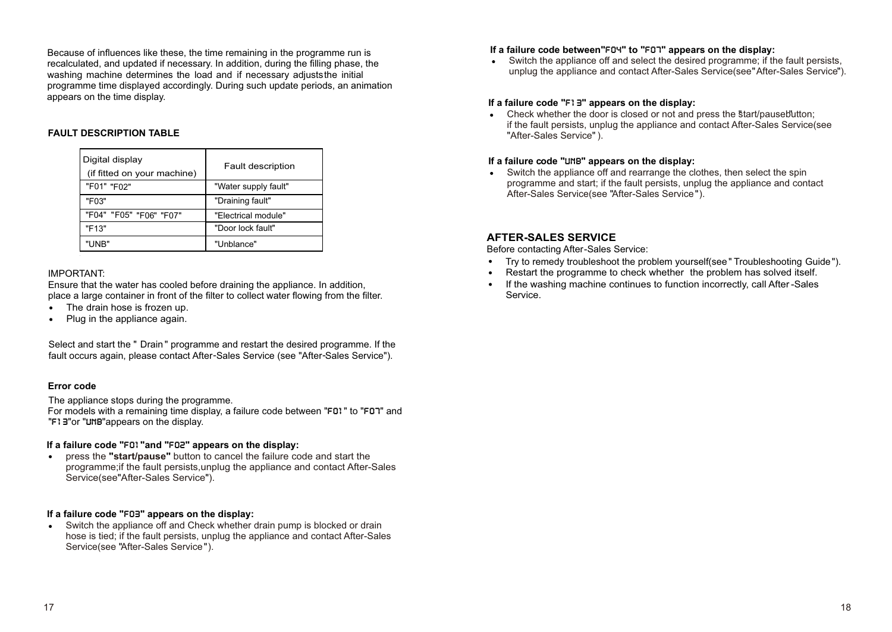Because of influences like these, the time remaining in the programme run is recalculated, and updated if necessary. In addition, during the filling phase, the washing machine determines the load and if necessary adjusts the initial programme time displayed accordingly. During such update periods, an animation appears on the time display.

**FAULT DESCRIPTION TABLE**

| Digital display (if fitted on your machine) | Fault description |
|---|---|
| "F01" "F02" | "Water supply fault" |
| "F03" | "Draining fault" |
| "F04" "F05" "F06" "F07" | "Electrical module" |
| "F13" | "Door lock fault" |
| "UNB" | "Unblance" |

IMPORTANT:
Ensure that the water has cooled before draining the appliance. In addition, place a large container in front of the filter to collect water flowing from the filter.

- The drain hose is frozen up.
- Plug in the appliance again.

Select and start the " Drain " programme and restart the desired programme. If the fault occurs again, please contact After-Sales Service (see "After-Sales Service").

**Error code**

The appliance stops during the programme.
For models with a remaining time display, a failure code between "F01" to "F07" and "F13"or "UNB"appears on the display.

**If a failure code "F01"and "F02" appears on the display:**

- press the **"start/pause"** button to cancel the failure code and start the programme;if the fault persists,unplug the appliance and contact After-Sales Service(see"After-Sales Service").

**If a failure code "F03" appears on the display:**

- Switch the appliance off and Check whether drain pump is blocked or drain hose is tied; if the fault persists, unplug the appliance and contact After-Sales Service(see "After-Sales Service").

**If a failure code between"F04" to "F07" appears on the display:**

- Switch the appliance off and select the desired programme; if the fault persists, unplug the appliance and contact After-Sales Service(see"After-Sales Service").

**If a failure code "F13" appears on the display:**

- Check whether the door is closed or not and press the "start/pause"button; if the fault persists, unplug the appliance and contact After-Sales Service(see "After-Sales Service" ).

**If a failure code "UNB" appears on the display:**

- Switch the appliance off and rearrange the clothes, then select the spin programme and start; if the fault persists, unplug the appliance and contact After-Sales Service(see "After-Sales Service").

## AFTER-SALES SERVICE

Before contacting After-Sales Service:

- Try to remedy troubleshoot the problem yourself(see" Troubleshooting Guide").
- Restart the programme to check whether the problem has solved itself.
- If the washing machine continues to function incorrectly, call After-Sales Service.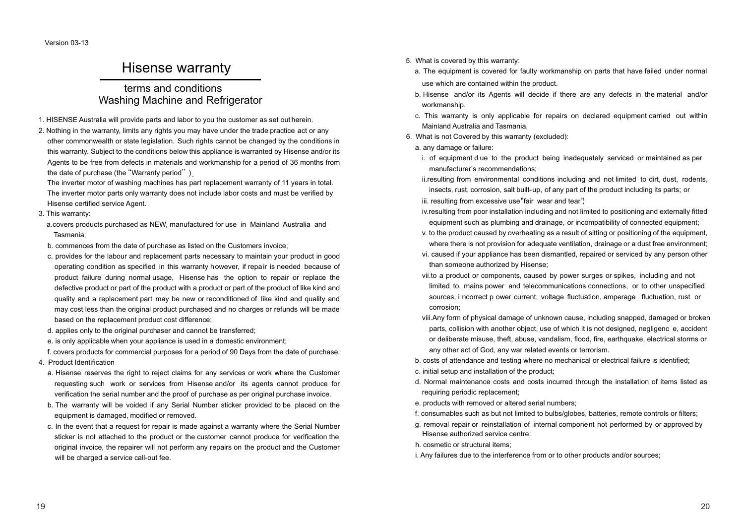Version 03-13

# Hisense warranty

## terms and conditions Washing Machine and Refrigerator

1. HISENSE Australia will provide parts and labor to you the customer as set out herein.
2. Nothing in the warranty, limits any rights you may have under the trade practice act or any other commonwealth or state legislation. Such rights cannot be changed by the conditions in this warranty. Subject to the conditions below this appliance is warranted by Hisense and/or its Agents to be free from defects in materials and workmanship for a period of 36 months from the date of purchase (the "Warranty period").

   The inverter motor of washing machines has part replacement warranty of 11 years in total. The inverter motor parts only warranty does not include labor costs and must be verified by Hisense certified service Agent.
3. This warranty:
   a. covers products purchased as NEW, manufactured for use in Mainland Australia and Tasmania;
   b. commences from the date of purchase as listed on the Customers invoice;
   c. provides for the labour and replacement parts necessary to maintain your product in good operating condition as specified in this warranty however, if repair is needed because of product failure during normal usage, Hisense has the option to repair or replace the defective product or part of the product with a product or part of the product of like kind and quality and a replacement part may be new or reconditioned of like kind and quality and may cost less than the original product purchased and no charges or refunds will be made based on the replacement product cost difference;
   d. applies only to the original purchaser and cannot be transferred;
   e. is only applicable when your appliance is used in a domestic environment;
   f. covers products for commercial purposes for a period of 90 Days from the date of purchase.
4. Product Identification
   a. Hisense reserves the right to reject claims for any services or work where the Customer requesting such work or services from Hisense and/or its agents cannot produce for verification the serial number and the proof of purchase as per original purchase invoice.
   b. The warranty will be voided if any Serial Number sticker provided to be placed on the equipment is damaged, modified or removed.
   c. In the event that a request for repair is made against a warranty where the Serial Number sticker is not attached to the product or the customer cannot produce for verification the original invoice, the repairer will not perform any repairs on the product and the Customer will be charged a service call-out fee.
5. What is covered by this warranty:
   a. The equipment is covered for faulty workmanship on parts that have failed under normal use which are contained within the product.
   b. Hisense and/or its Agents will decide if there are any defects in the material and/or workmanship.
   c. This warranty is only applicable for repairs on declared equipment carried out within Mainland Australia and Tasmania.
6. What is not Covered by this warranty (excluded):
   a. any damage or failure:
      i. of equipment due to the product being inadequately serviced or maintained as per manufacturer's recommendations;
      ii. resulting from environmental conditions including and not limited to dirt, dust, rodents, insects, rust, corrosion, salt built-up, of any part of the product including its parts; or
      iii. resulting from excessive use "fair wear and tear";
      iv. resulting from poor installation including and not limited to positioning and externally fitted equipment such as plumbing and drainage, or incompatibility of connected equipment;
      v. to the product caused by overheating as a result of sitting or positioning of the equipment, where there is not provision for adequate ventilation, drainage or a dust free environment;
      vi. caused if your appliance has been dismantled, repaired or serviced by any person other than someone authorized by Hisense;
      vii. to a product or components, caused by power surges or spikes, including and not limited to, mains power and telecommunications connections, or to other unspecified sources, incorrect power current, voltage fluctuation, amperage fluctuation, rust or corrosion;
      viii. Any form of physical damage of unknown cause, including snapped, damaged or broken parts, collision with another object, use of which it is not designed, negligence, accident or deliberate misuse, theft, abuse, vandalism, flood, fire, earthquake, electrical storms or any other act of God, any war related events or terrorism.
   b. costs of attendance and testing where no mechanical or electrical failure is identified;
   c. initial setup and installation of the product;
   d. Normal maintenance costs and costs incurred through the installation of items listed as requiring periodic replacement;
   e. products with removed or altered serial numbers;
   f. consumables such as but not limited to bulbs/globes, batteries, remote controls or filters;
   g. removal repair or reinstallation of internal component not performed by or approved by Hisense authorized service centre;
   h. cosmetic or structural items;
   i. Any failures due to the interference from or to other products and/or sources;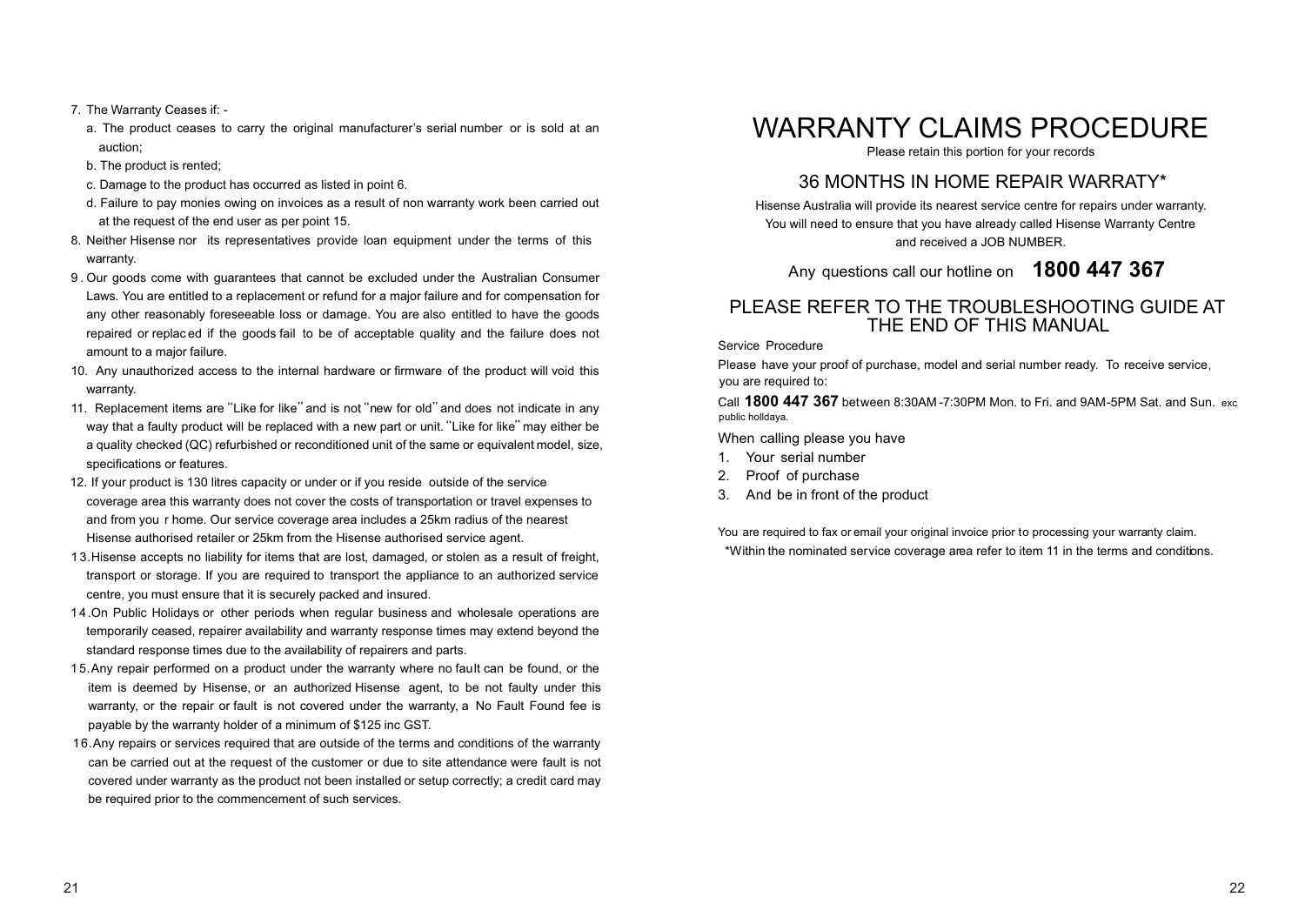7. The Warranty Ceases if: -
   a. The product ceases to carry the original manufacturer's serial number or is sold at an auction;
   b. The product is rented;
   c. Damage to the product has occurred as listed in point 6.
   d. Failure to pay monies owing on invoices as a result of non warranty work been carried out at the request of the end user as per point 15.
8. Neither Hisense nor its representatives provide loan equipment under the terms of this warranty.
9. Our goods come with guarantees that cannot be excluded under the Australian Consumer Laws. You are entitled to a replacement or refund for a major failure and for compensation for any other reasonably foreseeable loss or damage. You are also entitled to have the goods repaired or replac ed if the goods fail to be of acceptable quality and the failure does not amount to a major failure.
10. Any unauthorized access to the internal hardware or firmware of the product will void this warranty.
11. Replacement items are "Like for like" and is not "new for old" and does not indicate in any way that a faulty product will be replaced with a new part or unit. "Like for like" may either be a quality checked (QC) refurbished or reconditioned unit of the same or equivalent model, size, specifications or features.
12. If your product is 130 litres capacity or under or if you reside outside of the service coverage area this warranty does not cover the costs of transportation or travel expenses to and from you r home. Our service coverage area includes a 25km radius of the nearest Hisense authorised retailer or 25km from the Hisense authorised service agent.
13. Hisense accepts no liability for items that are lost, damaged, or stolen as a result of freight, transport or storage. If you are required to transport the appliance to an authorized service centre, you must ensure that it is securely packed and insured.
14. On Public Holidays or other periods when regular business and wholesale operations are temporarily ceased, repairer availability and warranty response times may extend beyond the standard response times due to the availability of repairers and parts.
15. Any repair performed on a product under the warranty where no fault can be found, or the item is deemed by Hisense, or an authorized Hisense agent, to be not faulty under this warranty, or the repair or fault is not covered under the warranty, a No Fault Found fee is payable by the warranty holder of a minimum of $125 inc GST.
16. Any repairs or services required that are outside of the terms and conditions of the warranty can be carried out at the request of the customer or due to site attendance were fault is not covered under warranty as the product not been installed or setup correctly; a credit card may be required prior to the commencement of such services.

# WARRANTY CLAIMS PROCEDURE

Please retain this portion for your records

## 36 MONTHS IN HOME REPAIR WARRATY*

Hisense Australia will provide its nearest service centre for repairs under warranty. You will need to ensure that you have already called Hisense Warranty Centre and received a JOB NUMBER.

Any questions call our hotline on **1800 447 367**

## PLEASE REFER TO THE TROUBLESHOOTING GUIDE AT THE END OF THIS MANUAL

Service Procedure

Please have your proof of purchase, model and serial number ready. To receive service, you are required to:

Call **1800 447 367** between 8:30AM -7:30PM Mon. to Fri. and 9AM-5PM Sat. and Sun. exc public holldaya.

When calling please you have

1. Your serial number
2. Proof of purchase
3. And be in front of the product

You are required to fax or email your original invoice prior to processing your warranty claim.

*Within the nominated service coverage area refer to item 11 in the terms and conditions.